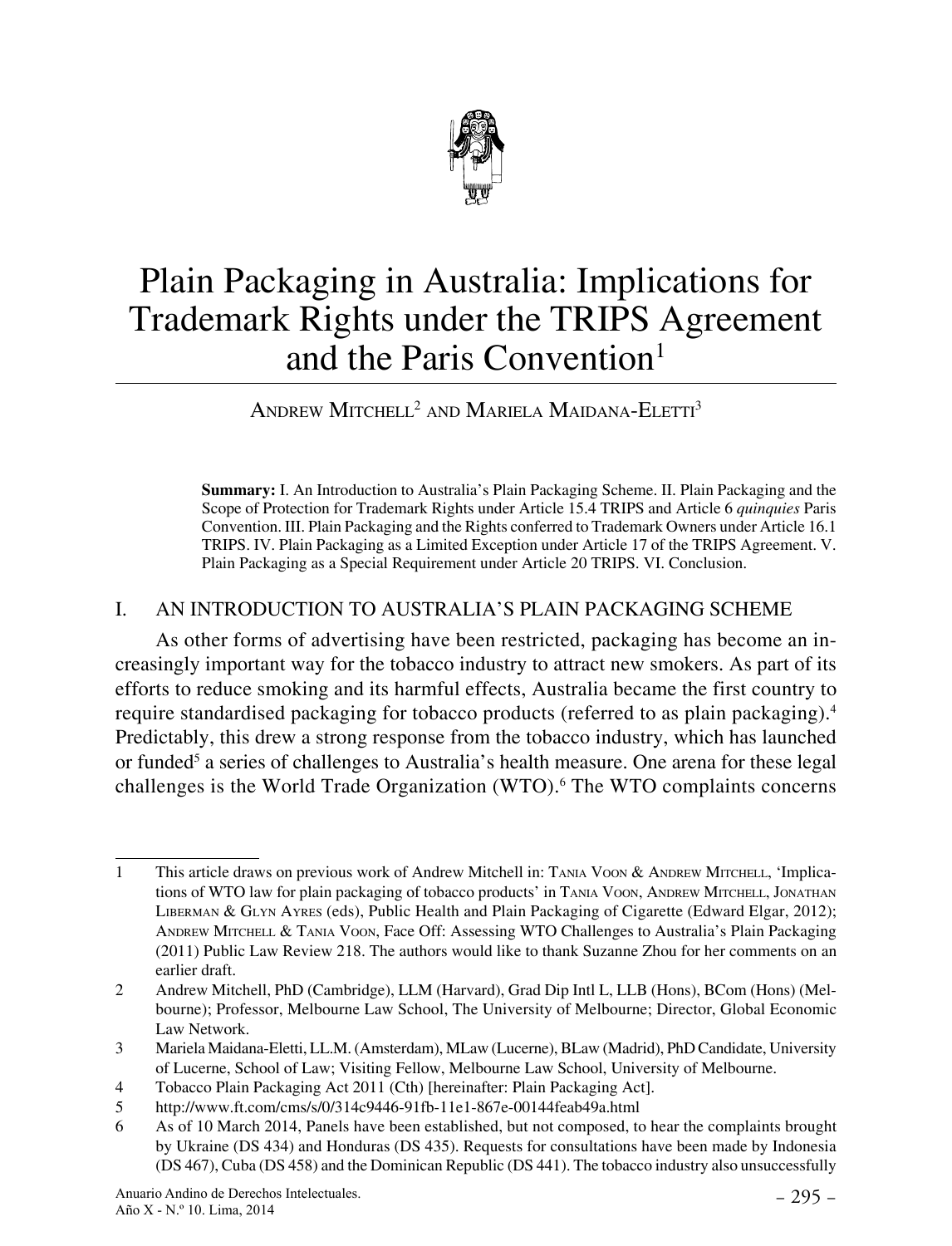# Plain Packaging in Australia: Implications for Trademark Rights under the TRIPS Agreement and the Paris Convention[1]

ANDREW MITCHELL[2] AND MARIELA MAIDANA-ELETTI[3]

**Summary:** I. An Introduction to Australia's Plain Packaging Scheme. II. Plain Packaging and the Scope of Protection for Trademark Rights under Article 15.4 TRIPS and Article 6 *quinquies* Paris Convention. III. Plain Packaging and the Rights conferred to Trademark Owners under Article 16.1 TRIPS. IV. Plain Packaging as a Limited Exception under Article 17 of the TRIPS Agreement. V. Plain Packaging as a Special Requirement under Article 20 TRIPS. VI. Conclusion.

## I. AN INTRODUCTION TO AUSTRALIA'S PLAIN PACKAGING SCHEME

As other forms of advertising have been restricted, packaging has become an increasingly important way for the tobacco industry to attract new smokers. As part of its efforts to reduce smoking and its harmful effects, Australia became the first country to require standardised packaging for tobacco products (referred to as plain packaging).[4] Predictably, this drew a strong response from the tobacco industry, which has launched or funded[5] a series of challenges to Australia's health measure. One arena for these legal challenges is the World Trade Organization (WTO).[6] The WTO complaints concerns

---

1 This article draws on previous work of Andrew Mitchell in: TANIA VOON & ANDREW MITCHELL, 'Implications of WTO law for plain packaging of tobacco products' in TANIA VOON, ANDREW MITCHELL, JONATHAN LIBERMAN & GLYN AYRES (eds), Public Health and Plain Packaging of Cigarette (Edward Elgar, 2012); ANDREW MITCHELL & TANIA VOON, Face Off: Assessing WTO Challenges to Australia's Plain Packaging (2011) Public Law Review 218. The authors would like to thank Suzanne Zhou for her comments on an earlier draft.

2 Andrew Mitchell, PhD (Cambridge), LLM (Harvard), Grad Dip Intl L, LLB (Hons), BCom (Hons) (Melbourne); Professor, Melbourne Law School, The University of Melbourne; Director, Global Economic Law Network.

3 Mariela Maidana-Eletti, LL.M. (Amsterdam), MLaw (Lucerne), BLaw (Madrid), PhD Candidate, University of Lucerne, School of Law; Visiting Fellow, Melbourne Law School, University of Melbourne.

4 Tobacco Plain Packaging Act 2011 (Cth) [hereinafter: Plain Packaging Act].

5 http://www.ft.com/cms/s/0/314c9446-91fb-11e1-867e-00144feab49a.html

6 As of 10 March 2014, Panels have been established, but not composed, to hear the complaints brought by Ukraine (DS 434) and Honduras (DS 435). Requests for consultations have been made by Indonesia (DS 467), Cuba (DS 458) and the Dominican Republic (DS 441). The tobacco industry also unsuccessfully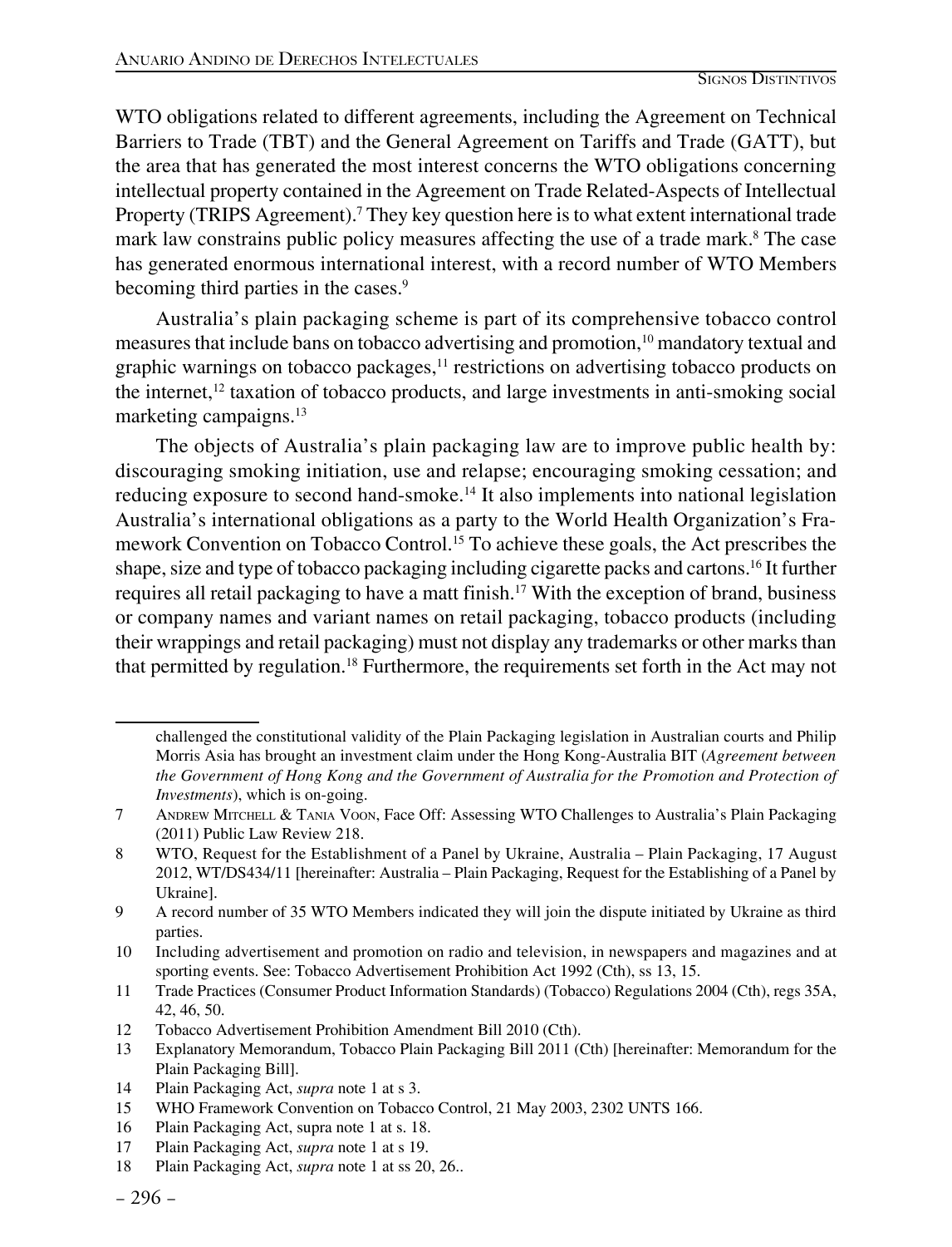WTO obligations related to different agreements, including the Agreement on Technical Barriers to Trade (TBT) and the General Agreement on Tariffs and Trade (GATT), but the area that has generated the most interest concerns the WTO obligations concerning intellectual property contained in the Agreement on Trade Related-Aspects of Intellectual Property (TRIPS Agreement).[7] They key question here is to what extent international trade mark law constrains public policy measures affecting the use of a trade mark.[8] The case has generated enormous international interest, with a record number of WTO Members becoming third parties in the cases.[9]

Australia's plain packaging scheme is part of its comprehensive tobacco control measures that include bans on tobacco advertising and promotion,[10] mandatory textual and graphic warnings on tobacco packages,[11] restrictions on advertising tobacco products on the internet,[12] taxation of tobacco products, and large investments in anti-smoking social marketing campaigns.[13]

The objects of Australia's plain packaging law are to improve public health by: discouraging smoking initiation, use and relapse; encouraging smoking cessation; and reducing exposure to second hand-smoke.[14] It also implements into national legislation Australia's international obligations as a party to the World Health Organization's Framework Convention on Tobacco Control.[15] To achieve these goals, the Act prescribes the shape, size and type of tobacco packaging including cigarette packs and cartons.[16] It further requires all retail packaging to have a matt finish.[17] With the exception of brand, business or company names and variant names on retail packaging, tobacco products (including their wrappings and retail packaging) must not display any trademarks or other marks than that permitted by regulation.[18] Furthermore, the requirements set forth in the Act may not

---

challenged the constitutional validity of the Plain Packaging legislation in Australian courts and Philip Morris Asia has brought an investment claim under the Hong Kong-Australia BIT (*Agreement between the Government of Hong Kong and the Government of Australia for the Promotion and Protection of Investments*), which is on-going.

7 Andrew Mitchell & Tania Voon, Face Off: Assessing WTO Challenges to Australia's Plain Packaging (2011) Public Law Review 218.

8 WTO, Request for the Establishment of a Panel by Ukraine, Australia – Plain Packaging, 17 August 2012, WT/DS434/11 [hereinafter: Australia – Plain Packaging, Request for the Establishing of a Panel by Ukraine].

9 A record number of 35 WTO Members indicated they will join the dispute initiated by Ukraine as third parties.

10 Including advertisement and promotion on radio and television, in newspapers and magazines and at sporting events. See: Tobacco Advertisement Prohibition Act 1992 (Cth), ss 13, 15.

11 Trade Practices (Consumer Product Information Standards) (Tobacco) Regulations 2004 (Cth), regs 35A, 42, 46, 50.

12 Tobacco Advertisement Prohibition Amendment Bill 2010 (Cth).

13 Explanatory Memorandum, Tobacco Plain Packaging Bill 2011 (Cth) [hereinafter: Memorandum for the Plain Packaging Bill].

14 Plain Packaging Act, *supra* note 1 at s 3.

15 WHO Framework Convention on Tobacco Control, 21 May 2003, 2302 UNTS 166.

16 Plain Packaging Act, supra note 1 at s. 18.

17 Plain Packaging Act, *supra* note 1 at s 19.

18 Plain Packaging Act, *supra* note 1 at ss 20, 26..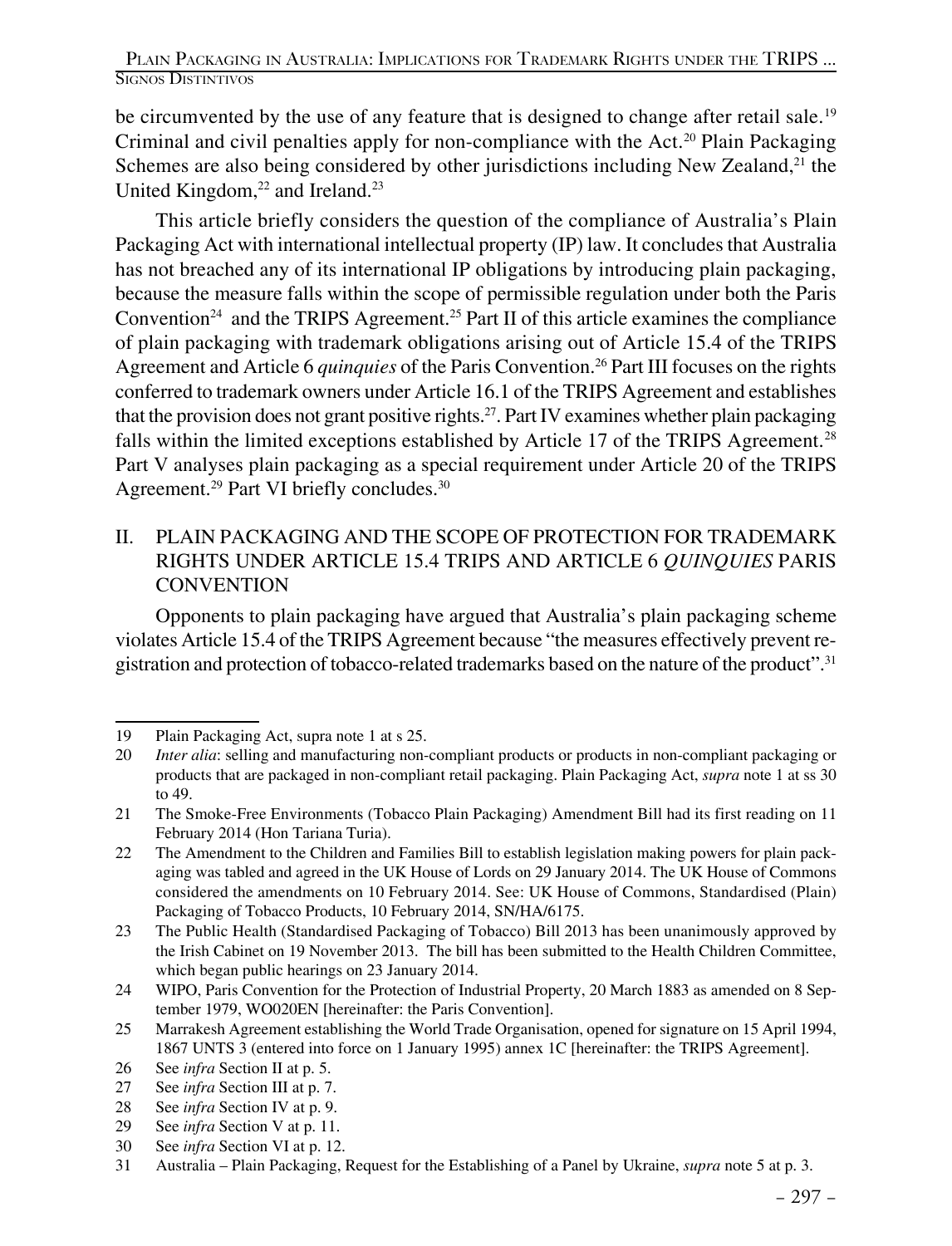be circumvented by the use of any feature that is designed to change after retail sale.[19] Criminal and civil penalties apply for non-compliance with the Act.[20] Plain Packaging Schemes are also being considered by other jurisdictions including New Zealand,[21] the United Kingdom,[22] and Ireland.[23]

This article briefly considers the question of the compliance of Australia's Plain Packaging Act with international intellectual property (IP) law. It concludes that Australia has not breached any of its international IP obligations by introducing plain packaging, because the measure falls within the scope of permissible regulation under both the Paris Convention[24] and the TRIPS Agreement.[25] Part II of this article examines the compliance of plain packaging with trademark obligations arising out of Article 15.4 of the TRIPS Agreement and Article 6 *quinquies* of the Paris Convention.[26] Part III focuses on the rights conferred to trademark owners under Article 16.1 of the TRIPS Agreement and establishes that the provision does not grant positive rights.[27]. Part IV examines whether plain packaging falls within the limited exceptions established by Article 17 of the TRIPS Agreement.[28] Part V analyses plain packaging as a special requirement under Article 20 of the TRIPS Agreement.[29] Part VI briefly concludes.[30]

## II. PLAIN PACKAGING AND THE SCOPE OF PROTECTION FOR TRADEMARK RIGHTS UNDER ARTICLE 15.4 TRIPS AND ARTICLE 6 *QUINQUIES* PARIS CONVENTION

Opponents to plain packaging have argued that Australia's plain packaging scheme violates Article 15.4 of the TRIPS Agreement because "the measures effectively prevent registration and protection of tobacco-related trademarks based on the nature of the product".[31]

---

19 Plain Packaging Act, supra note 1 at s 25.

20 *Inter alia*: selling and manufacturing non-compliant products or products in non-compliant packaging or products that are packaged in non-compliant retail packaging. Plain Packaging Act, *supra* note 1 at ss 30 to 49.

21 The Smoke-Free Environments (Tobacco Plain Packaging) Amendment Bill had its first reading on 11 February 2014 (Hon Tariana Turia).

22 The Amendment to the Children and Families Bill to establish legislation making powers for plain packaging was tabled and agreed in the UK House of Lords on 29 January 2014. The UK House of Commons considered the amendments on 10 February 2014. See: UK House of Commons, Standardised (Plain) Packaging of Tobacco Products, 10 February 2014, SN/HA/6175.

23 The Public Health (Standardised Packaging of Tobacco) Bill 2013 has been unanimously approved by the Irish Cabinet on 19 November 2013. The bill has been submitted to the Health Children Committee, which began public hearings on 23 January 2014.

24 WIPO, Paris Convention for the Protection of Industrial Property, 20 March 1883 as amended on 8 September 1979, WO020EN [hereinafter: the Paris Convention].

25 Marrakesh Agreement establishing the World Trade Organisation, opened for signature on 15 April 1994, 1867 UNTS 3 (entered into force on 1 January 1995) annex 1C [hereinafter: the TRIPS Agreement].

26 See *infra* Section II at p. 5.

27 See *infra* Section III at p. 7.

28 See *infra* Section IV at p. 9.

29 See *infra* Section V at p. 11.

30 See *infra* Section VI at p. 12.

31 Australia – Plain Packaging, Request for the Establishing of a Panel by Ukraine, *supra* note 5 at p. 3.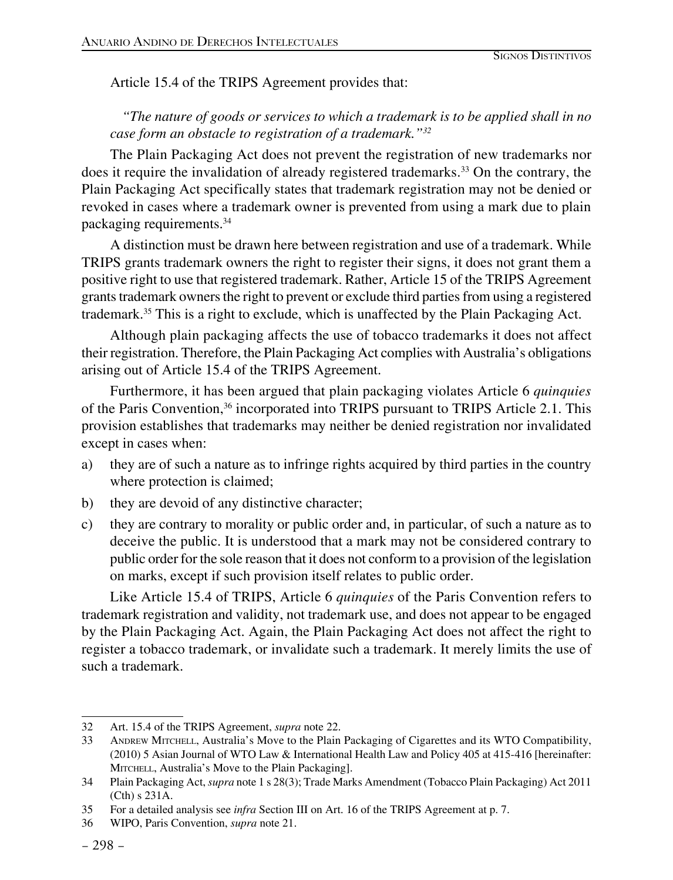Article 15.4 of the TRIPS Agreement provides that:

*"The nature of goods or services to which a trademark is to be applied shall in no case form an obstacle to registration of a trademark."*[32]

The Plain Packaging Act does not prevent the registration of new trademarks nor does it require the invalidation of already registered trademarks.[33] On the contrary, the Plain Packaging Act specifically states that trademark registration may not be denied or revoked in cases where a trademark owner is prevented from using a mark due to plain packaging requirements.[34]

A distinction must be drawn here between registration and use of a trademark. While TRIPS grants trademark owners the right to register their signs, it does not grant them a positive right to use that registered trademark. Rather, Article 15 of the TRIPS Agreement grants trademark owners the right to prevent or exclude third parties from using a registered trademark.[35] This is a right to exclude, which is unaffected by the Plain Packaging Act.

Although plain packaging affects the use of tobacco trademarks it does not affect their registration. Therefore, the Plain Packaging Act complies with Australia's obligations arising out of Article 15.4 of the TRIPS Agreement.

Furthermore, it has been argued that plain packaging violates Article 6 *quinquies* of the Paris Convention,[36] incorporated into TRIPS pursuant to TRIPS Article 2.1. This provision establishes that trademarks may neither be denied registration nor invalidated except in cases when:

a) they are of such a nature as to infringe rights acquired by third parties in the country where protection is claimed;

b) they are devoid of any distinctive character;

c) they are contrary to morality or public order and, in particular, of such a nature as to deceive the public. It is understood that a mark may not be considered contrary to public order for the sole reason that it does not conform to a provision of the legislation on marks, except if such provision itself relates to public order.

Like Article 15.4 of TRIPS, Article 6 *quinquies* of the Paris Convention refers to trademark registration and validity, not trademark use, and does not appear to be engaged by the Plain Packaging Act. Again, the Plain Packaging Act does not affect the right to register a tobacco trademark, or invalidate such a trademark. It merely limits the use of such a trademark.

---

32 Art. 15.4 of the TRIPS Agreement, *supra* note 22.

33 Andrew Mitchell, Australia's Move to the Plain Packaging of Cigarettes and its WTO Compatibility, (2010) 5 Asian Journal of WTO Law & International Health Law and Policy 405 at 415-416 [hereinafter: Mitchell, Australia's Move to the Plain Packaging].

34 Plain Packaging Act, *supra* note 1 s 28(3); Trade Marks Amendment (Tobacco Plain Packaging) Act 2011 (Cth) s 231A.

35 For a detailed analysis see *infra* Section III on Art. 16 of the TRIPS Agreement at p. 7.

36 WIPO, Paris Convention, *supra* note 21.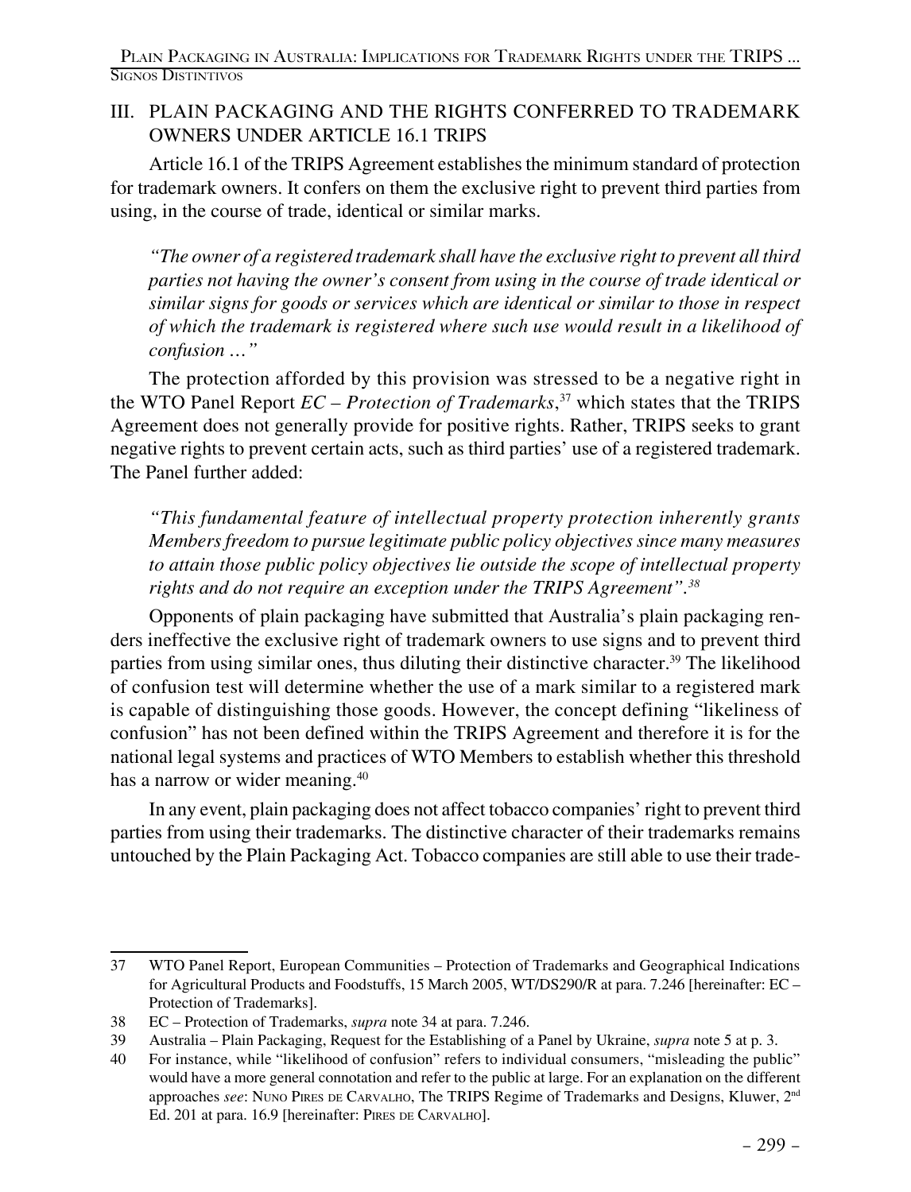## III. PLAIN PACKAGING AND THE RIGHTS CONFERRED TO TRADEMARK OWNERS UNDER ARTICLE 16.1 TRIPS

Article 16.1 of the TRIPS Agreement establishes the minimum standard of protection for trademark owners. It confers on them the exclusive right to prevent third parties from using, in the course of trade, identical or similar marks.

> *"The owner of a registered trademark shall have the exclusive right to prevent all third parties not having the owner's consent from using in the course of trade identical or similar signs for goods or services which are identical or similar to those in respect of which the trademark is registered where such use would result in a likelihood of confusion …"*

The protection afforded by this provision was stressed to be a negative right in the WTO Panel Report *EC – Protection of Trademarks*,[37] which states that the TRIPS Agreement does not generally provide for positive rights. Rather, TRIPS seeks to grant negative rights to prevent certain acts, such as third parties' use of a registered trademark. The Panel further added:

> *"This fundamental feature of intellectual property protection inherently grants Members freedom to pursue legitimate public policy objectives since many measures to attain those public policy objectives lie outside the scope of intellectual property rights and do not require an exception under the TRIPS Agreement".*[38]

Opponents of plain packaging have submitted that Australia's plain packaging renders ineffective the exclusive right of trademark owners to use signs and to prevent third parties from using similar ones, thus diluting their distinctive character.[39] The likelihood of confusion test will determine whether the use of a mark similar to a registered mark is capable of distinguishing those goods. However, the concept defining "likeliness of confusion" has not been defined within the TRIPS Agreement and therefore it is for the national legal systems and practices of WTO Members to establish whether this threshold has a narrow or wider meaning.[40]

In any event, plain packaging does not affect tobacco companies' right to prevent third parties from using their trademarks. The distinctive character of their trademarks remains untouched by the Plain Packaging Act. Tobacco companies are still able to use their trade-

---

37 WTO Panel Report, European Communities – Protection of Trademarks and Geographical Indications for Agricultural Products and Foodstuffs, 15 March 2005, WT/DS290/R at para. 7.246 [hereinafter: EC – Protection of Trademarks].

38 EC – Protection of Trademarks, *supra* note 34 at para. 7.246.

39 Australia – Plain Packaging, Request for the Establishing of a Panel by Ukraine, *supra* note 5 at p. 3.

40 For instance, while "likelihood of confusion" refers to individual consumers, "misleading the public" would have a more general connotation and refer to the public at large. For an explanation on the different approaches *see*: Nuno Pires de Carvalho, The TRIPS Regime of Trademarks and Designs, Kluwer, 2nd Ed. 201 at para. 16.9 [hereinafter: Pires de Carvalho].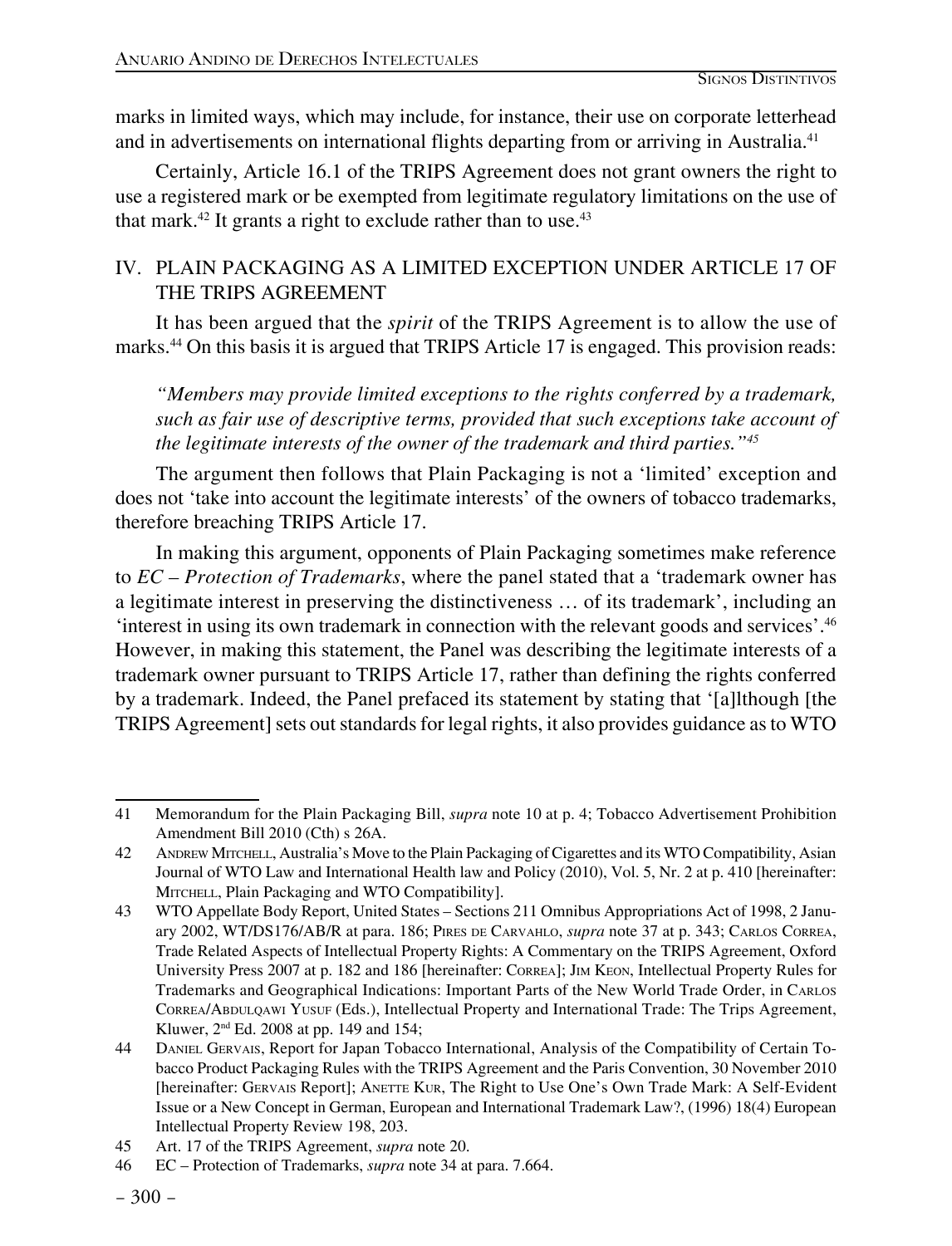marks in limited ways, which may include, for instance, their use on corporate letterhead and in advertisements on international flights departing from or arriving in Australia.[41]

Certainly, Article 16.1 of the TRIPS Agreement does not grant owners the right to use a registered mark or be exempted from legitimate regulatory limitations on the use of that mark.[42] It grants a right to exclude rather than to use.[43]

## IV. PLAIN PACKAGING AS A LIMITED EXCEPTION UNDER ARTICLE 17 OF THE TRIPS AGREEMENT

It has been argued that the *spirit* of the TRIPS Agreement is to allow the use of marks.[44] On this basis it is argued that TRIPS Article 17 is engaged. This provision reads:

> *"Members may provide limited exceptions to the rights conferred by a trademark, such as fair use of descriptive terms, provided that such exceptions take account of the legitimate interests of the owner of the trademark and third parties."*[45]

The argument then follows that Plain Packaging is not a 'limited' exception and does not 'take into account the legitimate interests' of the owners of tobacco trademarks, therefore breaching TRIPS Article 17.

In making this argument, opponents of Plain Packaging sometimes make reference to *EC – Protection of Trademarks*, where the panel stated that a 'trademark owner has a legitimate interest in preserving the distinctiveness … of its trademark', including an 'interest in using its own trademark in connection with the relevant goods and services'.[46] However, in making this statement, the Panel was describing the legitimate interests of a trademark owner pursuant to TRIPS Article 17, rather than defining the rights conferred by a trademark. Indeed, the Panel prefaced its statement by stating that '[a]lthough [the TRIPS Agreement] sets out standards for legal rights, it also provides guidance as to WTO

---

41 Memorandum for the Plain Packaging Bill, *supra* note 10 at p. 4; Tobacco Advertisement Prohibition Amendment Bill 2010 (Cth) s 26A.

42 Andrew Mitchell, Australia's Move to the Plain Packaging of Cigarettes and its WTO Compatibility, Asian Journal of WTO Law and International Health law and Policy (2010), Vol. 5, Nr. 2 at p. 410 [hereinafter: Mitchell, Plain Packaging and WTO Compatibility].

43 WTO Appellate Body Report, United States – Sections 211 Omnibus Appropriations Act of 1998, 2 January 2002, WT/DS176/AB/R at para. 186; Pires de Carvahlo, *supra* note 37 at p. 343; Carlos Correa, Trade Related Aspects of Intellectual Property Rights: A Commentary on the TRIPS Agreement, Oxford University Press 2007 at p. 182 and 186 [hereinafter: Correa]; Jim Keon, Intellectual Property Rules for Trademarks and Geographical Indications: Important Parts of the New World Trade Order, in Carlos Correa/Abdulqawi Yusuf (Eds.), Intellectual Property and International Trade: The Trips Agreement, Kluwer, 2nd Ed. 2008 at pp. 149 and 154;

44 Daniel Gervais, Report for Japan Tobacco International, Analysis of the Compatibility of Certain Tobacco Product Packaging Rules with the TRIPS Agreement and the Paris Convention, 30 November 2010 [hereinafter: Gervais Report]; Anette Kur, The Right to Use One's Own Trade Mark: A Self-Evident Issue or a New Concept in German, European and International Trademark Law?, (1996) 18(4) European Intellectual Property Review 198, 203.

45 Art. 17 of the TRIPS Agreement, *supra* note 20.

46 EC – Protection of Trademarks, *supra* note 34 at para. 7.664.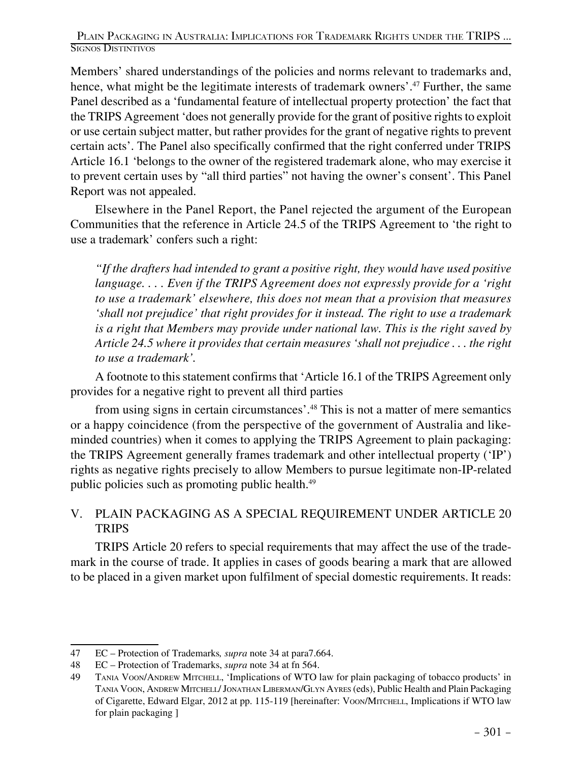Members' shared understandings of the policies and norms relevant to trademarks and, hence, what might be the legitimate interests of trademark owners'.[47] Further, the same Panel described as a 'fundamental feature of intellectual property protection' the fact that the TRIPS Agreement 'does not generally provide for the grant of positive rights to exploit or use certain subject matter, but rather provides for the grant of negative rights to prevent certain acts'. The Panel also specifically confirmed that the right conferred under TRIPS Article 16.1 'belongs to the owner of the registered trademark alone, who may exercise it to prevent certain uses by "all third parties" not having the owner's consent'. This Panel Report was not appealed.

Elsewhere in the Panel Report, the Panel rejected the argument of the European Communities that the reference in Article 24.5 of the TRIPS Agreement to 'the right to use a trademark' confers such a right:

> *"If the drafters had intended to grant a positive right, they would have used positive language. . . . Even if the TRIPS Agreement does not expressly provide for a 'right to use a trademark' elsewhere, this does not mean that a provision that measures 'shall not prejudice' that right provides for it instead. The right to use a trademark is a right that Members may provide under national law. This is the right saved by Article 24.5 where it provides that certain measures 'shall not prejudice . . . the right to use a trademark'.*

A footnote to this statement confirms that 'Article 16.1 of the TRIPS Agreement only provides for a negative right to prevent all third parties

from using signs in certain circumstances'.[48] This is not a matter of mere semantics or a happy coincidence (from the perspective of the government of Australia and like-minded countries) when it comes to applying the TRIPS Agreement to plain packaging: the TRIPS Agreement generally frames trademark and other intellectual property ('IP') rights as negative rights precisely to allow Members to pursue legitimate non-IP-related public policies such as promoting public health.[49]

## V. PLAIN PACKAGING AS A SPECIAL REQUIREMENT UNDER ARTICLE 20 TRIPS

TRIPS Article 20 refers to special requirements that may affect the use of the trademark in the course of trade. It applies in cases of goods bearing a mark that are allowed to be placed in a given market upon fulfilment of special domestic requirements. It reads:

---

47 EC – Protection of Trademarks*, supra* note 34 at para7.664.

48 EC – Protection of Trademarks, *supra* note 34 at fn 564.

49 Tania Voon/Andrew Mitchell, 'Implications of WTO law for plain packaging of tobacco products' in Tania Voon, Andrew Mitchell/ Jonathan Liberman/Glyn Ayres (eds), Public Health and Plain Packaging of Cigarette, Edward Elgar, 2012 at pp. 115-119 [hereinafter: Voon/Mitchell, Implications if WTO law for plain packaging ]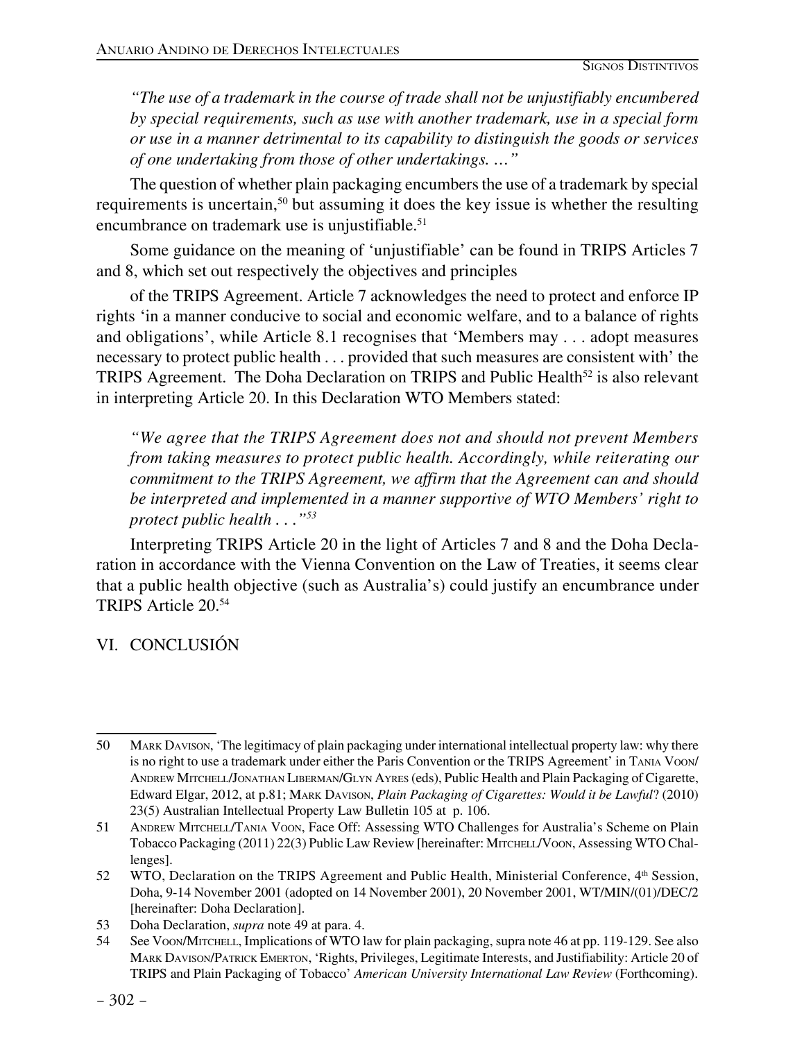*"The use of a trademark in the course of trade shall not be unjustifiably encumbered by special requirements, such as use with another trademark, use in a special form or use in a manner detrimental to its capability to distinguish the goods or services of one undertaking from those of other undertakings. …"*

The question of whether plain packaging encumbers the use of a trademark by special requirements is uncertain,[50] but assuming it does the key issue is whether the resulting encumbrance on trademark use is unjustifiable.[51]

Some guidance on the meaning of 'unjustifiable' can be found in TRIPS Articles 7 and 8, which set out respectively the objectives and principles

of the TRIPS Agreement. Article 7 acknowledges the need to protect and enforce IP rights 'in a manner conducive to social and economic welfare, and to a balance of rights and obligations', while Article 8.1 recognises that 'Members may . . . adopt measures necessary to protect public health . . . provided that such measures are consistent with' the TRIPS Agreement. The Doha Declaration on TRIPS and Public Health[52] is also relevant in interpreting Article 20. In this Declaration WTO Members stated:

*"We agree that the TRIPS Agreement does not and should not prevent Members from taking measures to protect public health. Accordingly, while reiterating our commitment to the TRIPS Agreement, we affirm that the Agreement can and should be interpreted and implemented in a manner supportive of WTO Members' right to protect public health . . ."*[53]

Interpreting TRIPS Article 20 in the light of Articles 7 and 8 and the Doha Declaration in accordance with the Vienna Convention on the Law of Treaties, it seems clear that a public health objective (such as Australia's) could justify an encumbrance under TRIPS Article 20.[54]

## VI. CONCLUSIÓN

---

50 Mark Davison, 'The legitimacy of plain packaging under international intellectual property law: why there is no right to use a trademark under either the Paris Convention or the TRIPS Agreement' in Tania Voon/Andrew Mitchell/Jonathan Liberman/Glyn Ayres (eds), Public Health and Plain Packaging of Cigarette, Edward Elgar, 2012, at p.81; Mark Davison, *Plain Packaging of Cigarettes: Would it be Lawful*? (2010) 23(5) Australian Intellectual Property Law Bulletin 105 at p. 106.

51 Andrew Mitchell/Tania Voon, Face Off: Assessing WTO Challenges for Australia's Scheme on Plain Tobacco Packaging (2011) 22(3) Public Law Review [hereinafter: Mitchell/Voon, Assessing WTO Challenges].

52 WTO, Declaration on the TRIPS Agreement and Public Health, Ministerial Conference, 4th Session, Doha, 9-14 November 2001 (adopted on 14 November 2001), 20 November 2001, WT/MIN/(01)/DEC/2 [hereinafter: Doha Declaration].

53 Doha Declaration, *supra* note 49 at para. 4.

54 See Voon/Mitchell, Implications of WTO law for plain packaging, supra note 46 at pp. 119-129. See also Mark Davison/Patrick Emerton, 'Rights, Privileges, Legitimate Interests, and Justifiability: Article 20 of TRIPS and Plain Packaging of Tobacco' *American University International Law Review* (Forthcoming).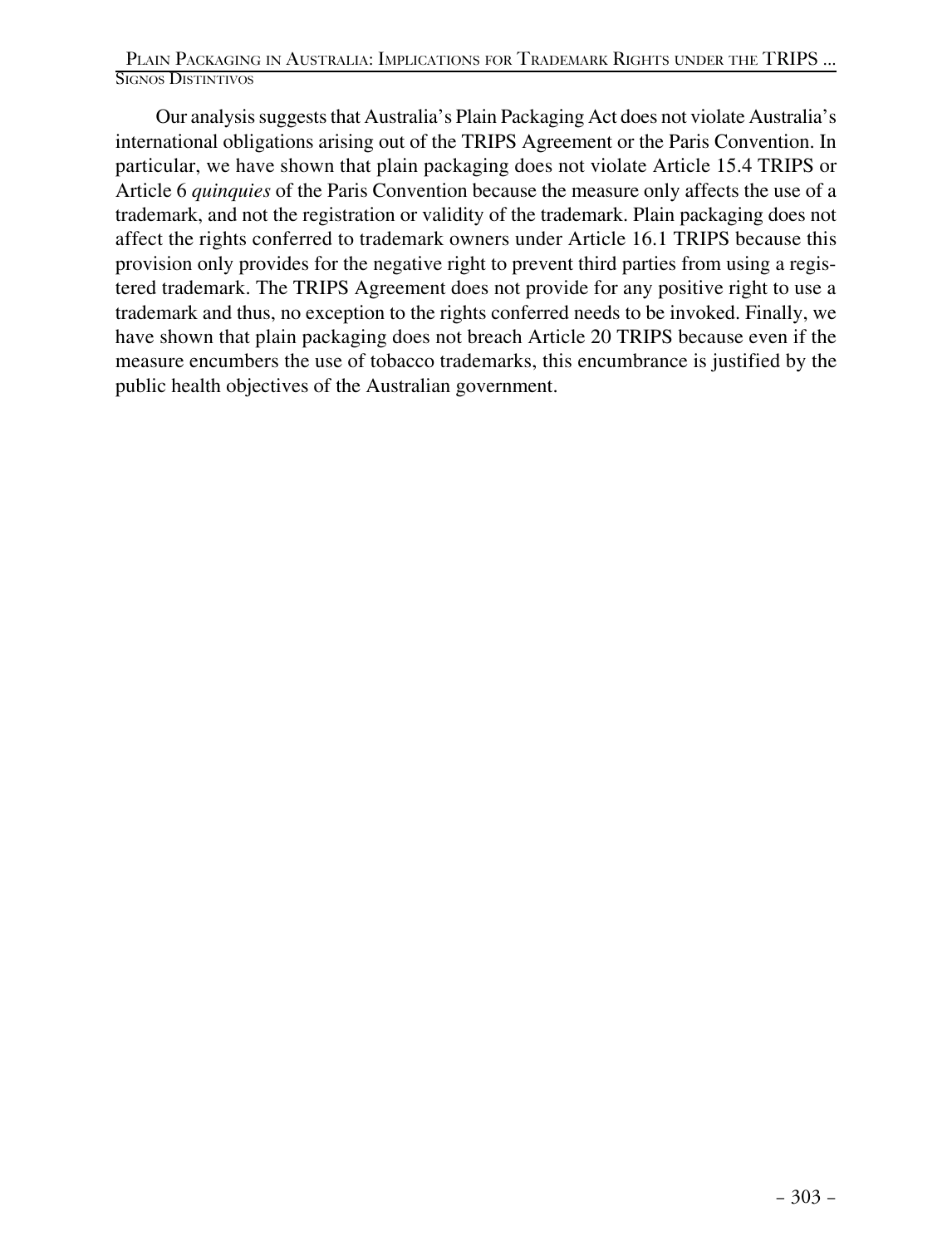Our analysis suggests that Australia's Plain Packaging Act does not violate Australia's international obligations arising out of the TRIPS Agreement or the Paris Convention. In particular, we have shown that plain packaging does not violate Article 15.4 TRIPS or Article 6 *quinquies* of the Paris Convention because the measure only affects the use of a trademark, and not the registration or validity of the trademark. Plain packaging does not affect the rights conferred to trademark owners under Article 16.1 TRIPS because this provision only provides for the negative right to prevent third parties from using a registered trademark. The TRIPS Agreement does not provide for any positive right to use a trademark and thus, no exception to the rights conferred needs to be invoked. Finally, we have shown that plain packaging does not breach Article 20 TRIPS because even if the measure encumbers the use of tobacco trademarks, this encumbrance is justified by the public health objectives of the Australian government.